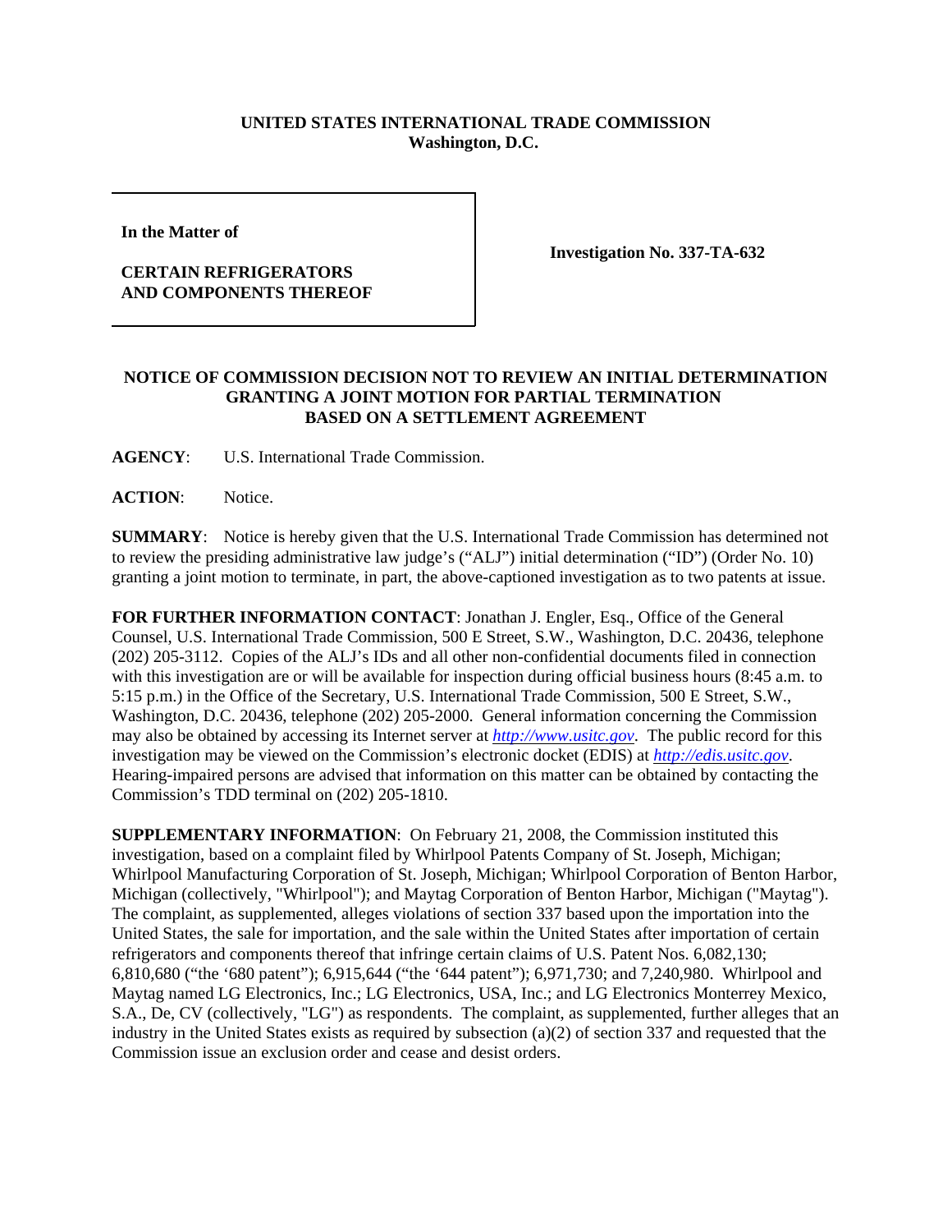**UNITED STATES INTERNATIONAL TRADE COMMISSION**
**Washington, D.C.**

| | |
|---|---|
| **In the Matter of**<br><br>**CERTAIN REFRIGERATORS AND COMPONENTS THEREOF** | **Investigation No. 337-TA-632** |

**NOTICE OF COMMISSION DECISION NOT TO REVIEW AN INITIAL DETERMINATION GRANTING A JOINT MOTION FOR PARTIAL TERMINATION BASED ON A SETTLEMENT AGREEMENT**

**AGENCY**: U.S. International Trade Commission.

**ACTION**: Notice.

**SUMMARY**: Notice is hereby given that the U.S. International Trade Commission has determined not to review the presiding administrative law judge's ("ALJ") initial determination ("ID") (Order No. 10) granting a joint motion to terminate, in part, the above-captioned investigation as to two patents at issue.

**FOR FURTHER INFORMATION CONTACT**: Jonathan J. Engler, Esq., Office of the General Counsel, U.S. International Trade Commission, 500 E Street, S.W., Washington, D.C. 20436, telephone (202) 205-3112. Copies of the ALJ's IDs and all other non-confidential documents filed in connection with this investigation are or will be available for inspection during official business hours (8:45 a.m. to 5:15 p.m.) in the Office of the Secretary, U.S. International Trade Commission, 500 E Street, S.W., Washington, D.C. 20436, telephone (202) 205-2000. General information concerning the Commission may also be obtained by accessing its Internet server at *http://www.usitc.gov*. The public record for this investigation may be viewed on the Commission's electronic docket (EDIS) at *http://edis.usitc.gov*. Hearing-impaired persons are advised that information on this matter can be obtained by contacting the Commission's TDD terminal on (202) 205-1810.

**SUPPLEMENTARY INFORMATION**: On February 21, 2008, the Commission instituted this investigation, based on a complaint filed by Whirlpool Patents Company of St. Joseph, Michigan; Whirlpool Manufacturing Corporation of St. Joseph, Michigan; Whirlpool Corporation of Benton Harbor, Michigan (collectively, "Whirlpool"); and Maytag Corporation of Benton Harbor, Michigan ("Maytag"). The complaint, as supplemented, alleges violations of section 337 based upon the importation into the United States, the sale for importation, and the sale within the United States after importation of certain refrigerators and components thereof that infringe certain claims of U.S. Patent Nos. 6,082,130; 6,810,680 ("the '680 patent"); 6,915,644 ("the '644 patent"); 6,971,730; and 7,240,980. Whirlpool and Maytag named LG Electronics, Inc.; LG Electronics, USA, Inc.; and LG Electronics Monterrey Mexico, S.A., De, CV (collectively, "LG") as respondents. The complaint, as supplemented, further alleges that an industry in the United States exists as required by subsection (a)(2) of section 337 and requested that the Commission issue an exclusion order and cease and desist orders.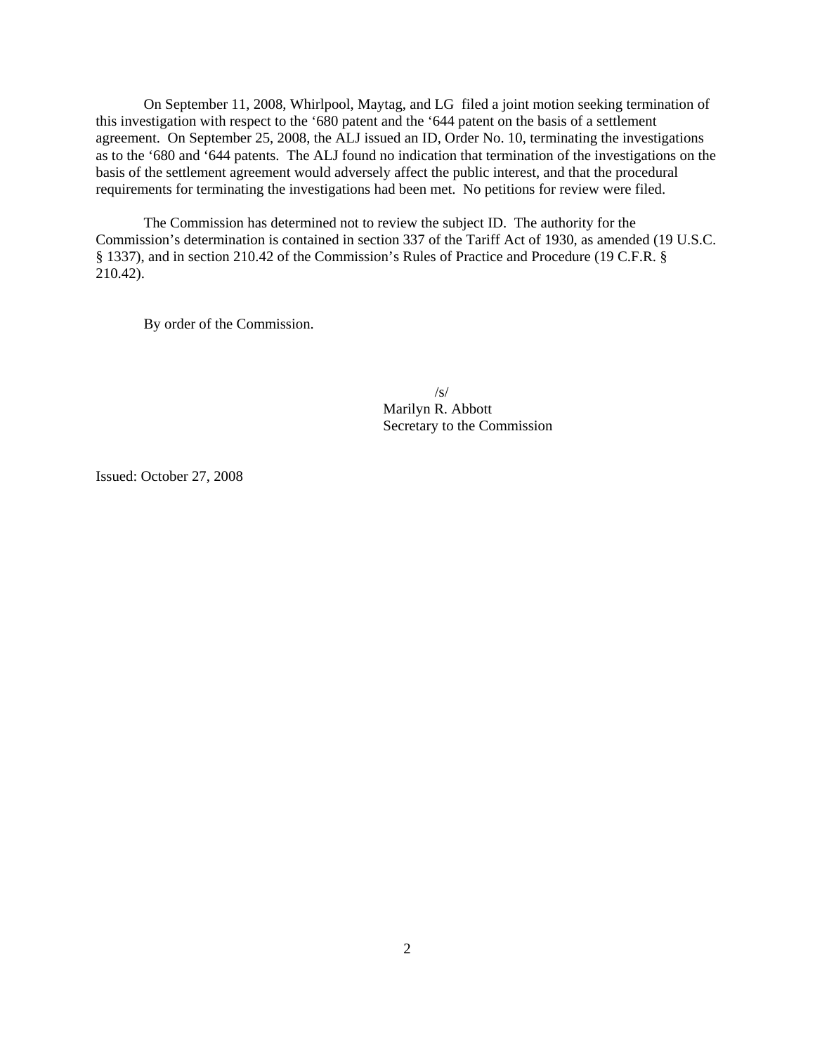On September 11, 2008, Whirlpool, Maytag, and LG filed a joint motion seeking termination of this investigation with respect to the '680 patent and the '644 patent on the basis of a settlement agreement. On September 25, 2008, the ALJ issued an ID, Order No. 10, terminating the investigations as to the '680 and '644 patents. The ALJ found no indication that termination of the investigations on the basis of the settlement agreement would adversely affect the public interest, and that the procedural requirements for terminating the investigations had been met. No petitions for review were filed.

The Commission has determined not to review the subject ID. The authority for the Commission's determination is contained in section 337 of the Tariff Act of 1930, as amended (19 U.S.C. § 1337), and in section 210.42 of the Commission's Rules of Practice and Procedure (19 C.F.R. § 210.42).

By order of the Commission.

/s/
Marilyn R. Abbott
Secretary to the Commission

Issued: October 27, 2008